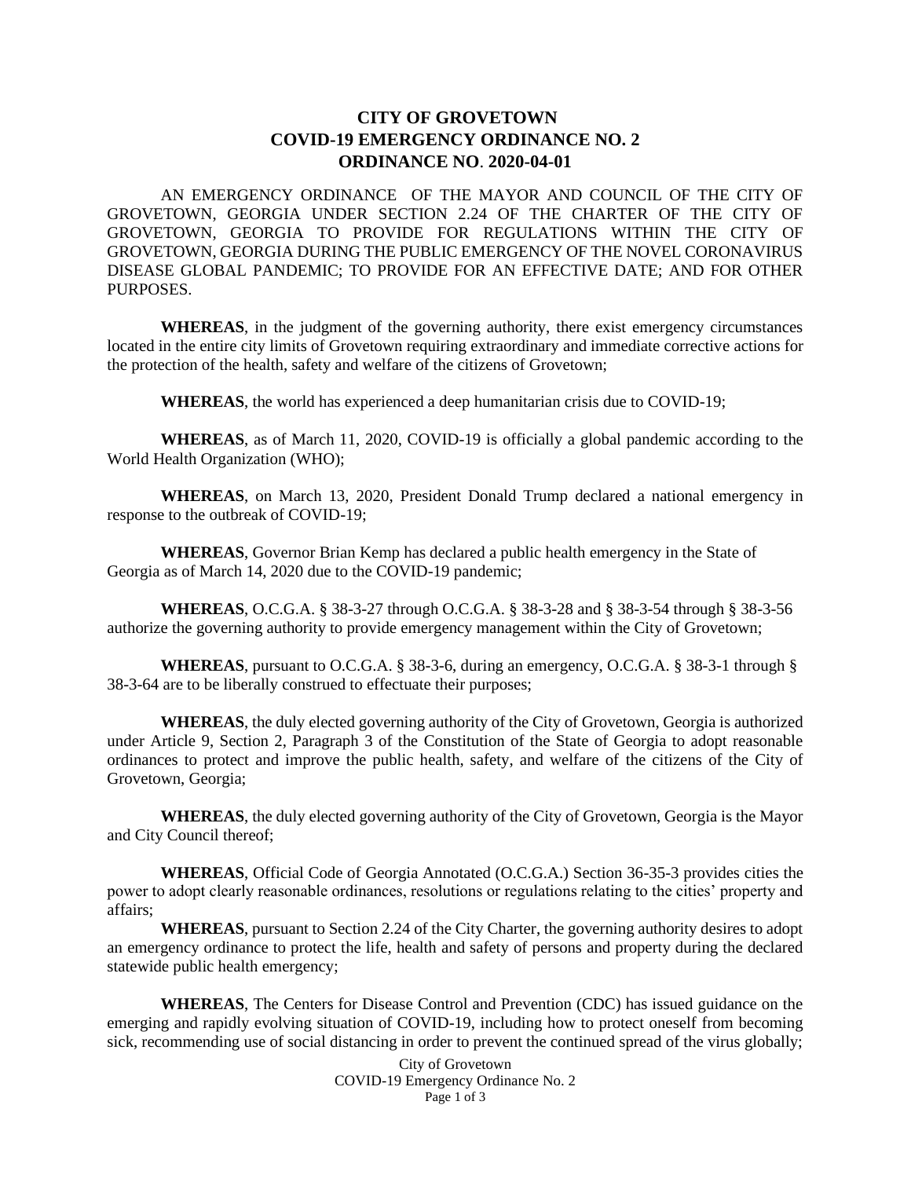# CITY OF GROVETOWN
# COVID-19 EMERGENCY ORDINANCE NO. 2
# ORDINANCE NO. 2020-04-01

AN EMERGENCY ORDINANCE OF THE MAYOR AND COUNCIL OF THE CITY OF GROVETOWN, GEORGIA UNDER SECTION 2.24 OF THE CHARTER OF THE CITY OF GROVETOWN, GEORGIA TO PROVIDE FOR REGULATIONS WITHIN THE CITY OF GROVETOWN, GEORGIA DURING THE PUBLIC EMERGENCY OF THE NOVEL CORONAVIRUS DISEASE GLOBAL PANDEMIC; TO PROVIDE FOR AN EFFECTIVE DATE; AND FOR OTHER PURPOSES.

**WHEREAS**, in the judgment of the governing authority, there exist emergency circumstances located in the entire city limits of Grovetown requiring extraordinary and immediate corrective actions for the protection of the health, safety and welfare of the citizens of Grovetown;

**WHEREAS**, the world has experienced a deep humanitarian crisis due to COVID-19;

**WHEREAS**, as of March 11, 2020, COVID-19 is officially a global pandemic according to the World Health Organization (WHO);

**WHEREAS**, on March 13, 2020, President Donald Trump declared a national emergency in response to the outbreak of COVID-19;

**WHEREAS**, Governor Brian Kemp has declared a public health emergency in the State of Georgia as of March 14, 2020 due to the COVID-19 pandemic;

**WHEREAS**, O.C.G.A. § 38-3-27 through O.C.G.A. § 38-3-28 and § 38-3-54 through § 38-3-56 authorize the governing authority to provide emergency management within the City of Grovetown;

**WHEREAS**, pursuant to O.C.G.A. § 38-3-6, during an emergency, O.C.G.A. § 38-3-1 through § 38-3-64 are to be liberally construed to effectuate their purposes;

**WHEREAS**, the duly elected governing authority of the City of Grovetown, Georgia is authorized under Article 9, Section 2, Paragraph 3 of the Constitution of the State of Georgia to adopt reasonable ordinances to protect and improve the public health, safety, and welfare of the citizens of the City of Grovetown, Georgia;

**WHEREAS**, the duly elected governing authority of the City of Grovetown, Georgia is the Mayor and City Council thereof;

**WHEREAS**, Official Code of Georgia Annotated (O.C.G.A.) Section 36-35-3 provides cities the power to adopt clearly reasonable ordinances, resolutions or regulations relating to the cities' property and affairs;

**WHEREAS**, pursuant to Section 2.24 of the City Charter, the governing authority desires to adopt an emergency ordinance to protect the life, health and safety of persons and property during the declared statewide public health emergency;

**WHEREAS**, The Centers for Disease Control and Prevention (CDC) has issued guidance on the emerging and rapidly evolving situation of COVID-19, including how to protect oneself from becoming sick, recommending use of social distancing in order to prevent the continued spread of the virus globally;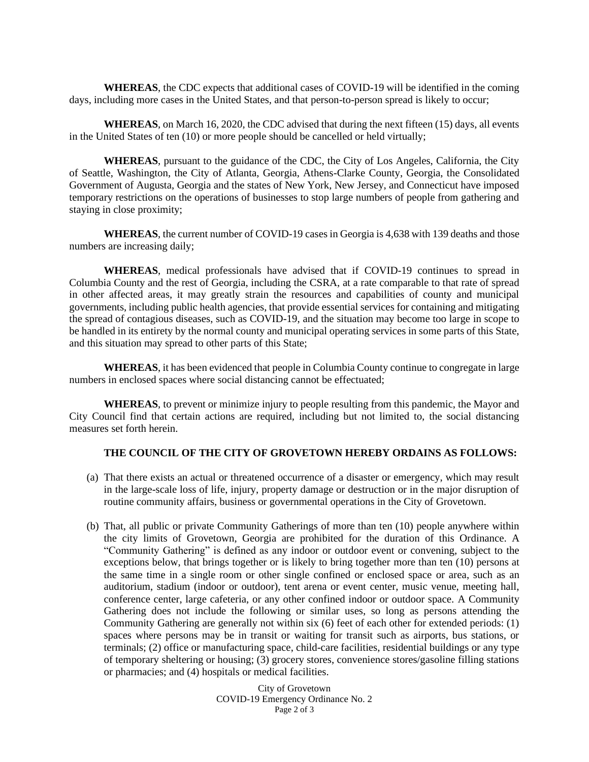**WHEREAS**, the CDC expects that additional cases of COVID-19 will be identified in the coming days, including more cases in the United States, and that person-to-person spread is likely to occur;

**WHEREAS**, on March 16, 2020, the CDC advised that during the next fifteen (15) days, all events in the United States of ten (10) or more people should be cancelled or held virtually;

**WHEREAS**, pursuant to the guidance of the CDC, the City of Los Angeles, California, the City of Seattle, Washington, the City of Atlanta, Georgia, Athens-Clarke County, Georgia, the Consolidated Government of Augusta, Georgia and the states of New York, New Jersey, and Connecticut have imposed temporary restrictions on the operations of businesses to stop large numbers of people from gathering and staying in close proximity;

**WHEREAS**, the current number of COVID-19 cases in Georgia is 4,638 with 139 deaths and those numbers are increasing daily;

**WHEREAS**, medical professionals have advised that if COVID-19 continues to spread in Columbia County and the rest of Georgia, including the CSRA, at a rate comparable to that rate of spread in other affected areas, it may greatly strain the resources and capabilities of county and municipal governments, including public health agencies, that provide essential services for containing and mitigating the spread of contagious diseases, such as COVID-19, and the situation may become too large in scope to be handled in its entirety by the normal county and municipal operating services in some parts of this State, and this situation may spread to other parts of this State;

**WHEREAS**, it has been evidenced that people in Columbia County continue to congregate in large numbers in enclosed spaces where social distancing cannot be effectuated;

**WHEREAS**, to prevent or minimize injury to people resulting from this pandemic, the Mayor and City Council find that certain actions are required, including but not limited to, the social distancing measures set forth herein.

**THE COUNCIL OF THE CITY OF GROVETOWN HEREBY ORDAINS AS FOLLOWS:**

(a) That there exists an actual or threatened occurrence of a disaster or emergency, which may result in the large-scale loss of life, injury, property damage or destruction or in the major disruption of routine community affairs, business or governmental operations in the City of Grovetown.

(b) That, all public or private Community Gatherings of more than ten (10) people anywhere within the city limits of Grovetown, Georgia are prohibited for the duration of this Ordinance. A "Community Gathering" is defined as any indoor or outdoor event or convening, subject to the exceptions below, that brings together or is likely to bring together more than ten (10) persons at the same time in a single room or other single confined or enclosed space or area, such as an auditorium, stadium (indoor or outdoor), tent arena or event center, music venue, meeting hall, conference center, large cafeteria, or any other confined indoor or outdoor space. A Community Gathering does not include the following or similar uses, so long as persons attending the Community Gathering are generally not within six (6) feet of each other for extended periods: (1) spaces where persons may be in transit or waiting for transit such as airports, bus stations, or terminals; (2) office or manufacturing space, child-care facilities, residential buildings or any type of temporary sheltering or housing; (3) grocery stores, convenience stores/gasoline filling stations or pharmacies; and (4) hospitals or medical facilities.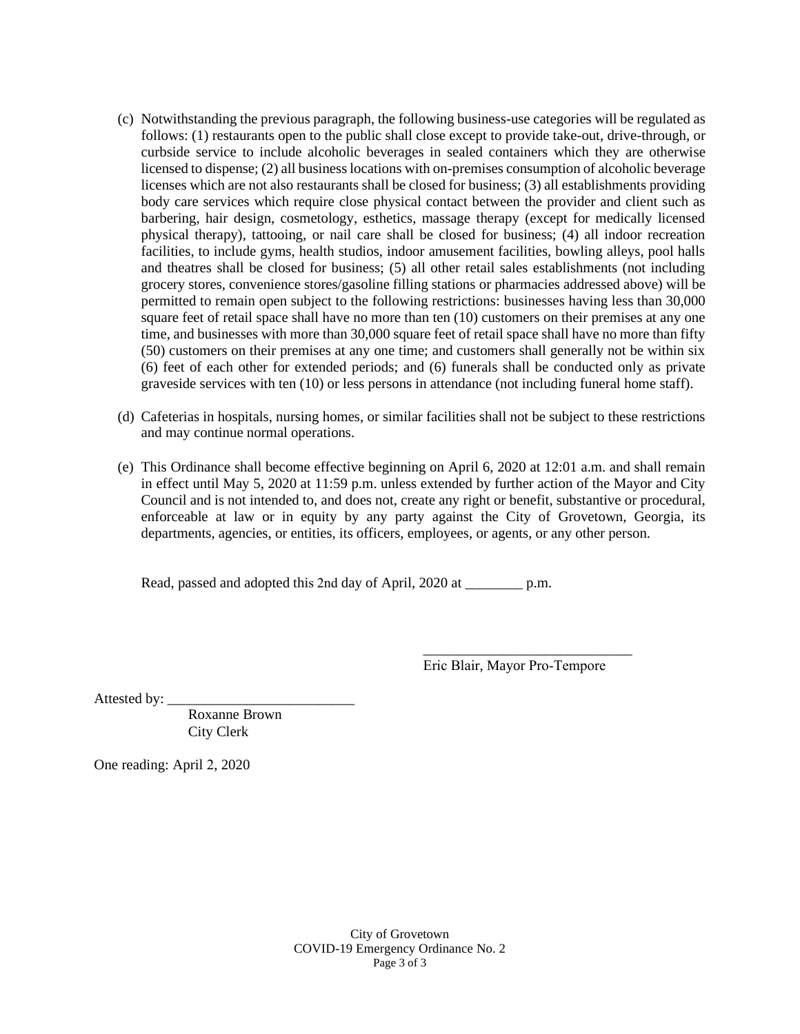(c) Notwithstanding the previous paragraph, the following business-use categories will be regulated as follows: (1) restaurants open to the public shall close except to provide take-out, drive-through, or curbside service to include alcoholic beverages in sealed containers which they are otherwise licensed to dispense; (2) all business locations with on-premises consumption of alcoholic beverage licenses which are not also restaurants shall be closed for business; (3) all establishments providing body care services which require close physical contact between the provider and client such as barbering, hair design, cosmetology, esthetics, massage therapy (except for medically licensed physical therapy), tattooing, or nail care shall be closed for business; (4) all indoor recreation facilities, to include gyms, health studios, indoor amusement facilities, bowling alleys, pool halls and theatres shall be closed for business; (5) all other retail sales establishments (not including grocery stores, convenience stores/gasoline filling stations or pharmacies addressed above) will be permitted to remain open subject to the following restrictions: businesses having less than 30,000 square feet of retail space shall have no more than ten (10) customers on their premises at any one time, and businesses with more than 30,000 square feet of retail space shall have no more than fifty (50) customers on their premises at any one time; and customers shall generally not be within six (6) feet of each other for extended periods; and (6) funerals shall be conducted only as private graveside services with ten (10) or less persons in attendance (not including funeral home staff).

(d) Cafeterias in hospitals, nursing homes, or similar facilities shall not be subject to these restrictions and may continue normal operations.

(e) This Ordinance shall become effective beginning on April 6, 2020 at 12:01 a.m. and shall remain in effect until May 5, 2020 at 11:59 p.m. unless extended by further action of the Mayor and City Council and is not intended to, and does not, create any right or benefit, substantive or procedural, enforceable at law or in equity by any party against the City of Grovetown, Georgia, its departments, agencies, or entities, its officers, employees, or agents, or any other person.

Read, passed and adopted this 2nd day of April, 2020 at ________ p.m.

____________________________
Eric Blair, Mayor Pro-Tempore

Attested by: __________________________
Roxanne Brown
City Clerk

One reading: April 2, 2020